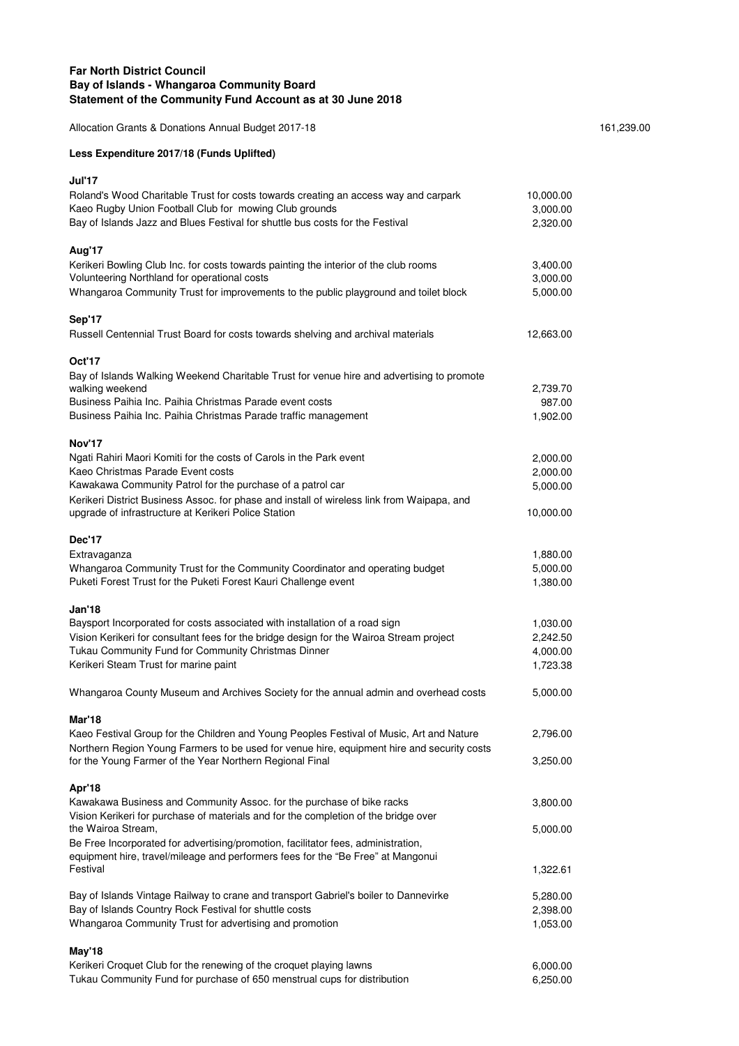**Far North District Council**
**Bay of Islands - Whangaroa Community Board**
**Statement of the Community Fund Account as at 30 June 2018**

| | | |
|---|---|---|
| Allocation Grants & Donations Annual Budget 2017-18 | | 161,239.00 |
| **Less Expenditure 2017/18 (Funds Uplifted)** | | |
| **Jul'17** | | |
| Roland's Wood Charitable Trust for costs towards creating an access way and carpark | 10,000.00 | |
| Kaeo Rugby Union Football Club for mowing Club grounds | 3,000.00 | |
| Bay of Islands Jazz and Blues Festival for shuttle bus costs for the Festival | 2,320.00 | |
| **Aug'17** | | |
| Kerikeri Bowling Club Inc. for costs towards painting the interior of the club rooms | 3,400.00 | |
| Volunteering Northland for operational costs | 3,000.00 | |
| Whangaroa Community Trust for improvements to the public playground and toilet block | 5,000.00 | |
| **Sep'17** | | |
| Russell Centennial Trust Board for costs towards shelving and archival materials | 12,663.00 | |
| **Oct'17** | | |
| Bay of Islands Walking Weekend Charitable Trust for venue hire and advertising to promote walking weekend | 2,739.70 | |
| Business Paihia Inc. Paihia Christmas Parade event costs | 987.00 | |
| Business Paihia Inc. Paihia Christmas Parade traffic management | 1,902.00 | |
| **Nov'17** | | |
| Ngati Rahiri Maori Komiti for the costs of Carols in the Park event | 2,000.00 | |
| Kaeo Christmas Parade Event costs | 2,000.00 | |
| Kawakawa Community Patrol for the purchase of a patrol car | 5,000.00 | |
| Kerikeri District Business Assoc. for phase and install of wireless link from Waipapa, and upgrade of infrastructure at Kerikeri Police Station | 10,000.00 | |
| **Dec'17** | | |
| Extravaganza | 1,880.00 | |
| Whangaroa Community Trust for the Community Coordinator and operating budget | 5,000.00 | |
| Puketi Forest Trust for the Puketi Forest Kauri Challenge event | 1,380.00 | |
| **Jan'18** | | |
| Baysport Incorporated for costs associated with installation of a road sign | 1,030.00 | |
| Vision Kerikeri for consultant fees for the bridge design for the Wairoa Stream project | 2,242.50 | |
| Tukau Community Fund for Community Christmas Dinner | 4,000.00 | |
| Kerikeri Steam Trust for marine paint | 1,723.38 | |
| Whangaroa County Museum and Archives Society for the annual admin and overhead costs | 5,000.00 | |
| **Mar'18** | | |
| Kaeo Festival Group for the Children and Young Peoples Festival of Music, Art and Nature | 2,796.00 | |
| Northern Region Young Farmers to be used for venue hire, equipment hire and security costs for the Young Farmer of the Year Northern Regional Final | 3,250.00 | |
| **Apr'18** | | |
| Kawakawa Business and Community Assoc. for the purchase of bike racks | 3,800.00 | |
| Vision Kerikeri for purchase of materials and for the completion of the bridge over the Wairoa Stream, | 5,000.00 | |
| Be Free Incorporated for advertising/promotion, facilitator fees, administration, equipment hire, travel/mileage and performers fees for the "Be Free" at Mangonui Festival | 1,322.61 | |
| Bay of Islands Vintage Railway to crane and transport Gabriel's boiler to Dannevirke | 5,280.00 | |
| Bay of Islands Country Rock Festival for shuttle costs | 2,398.00 | |
| Whangaroa Community Trust for advertising and promotion | 1,053.00 | |
| **May'18** | | |
| Kerikeri Croquet Club for the renewing of the croquet playing lawns | 6,000.00 | |
| Tukau Community Fund for purchase of 650 menstrual cups for distribution | 6,250.00 | |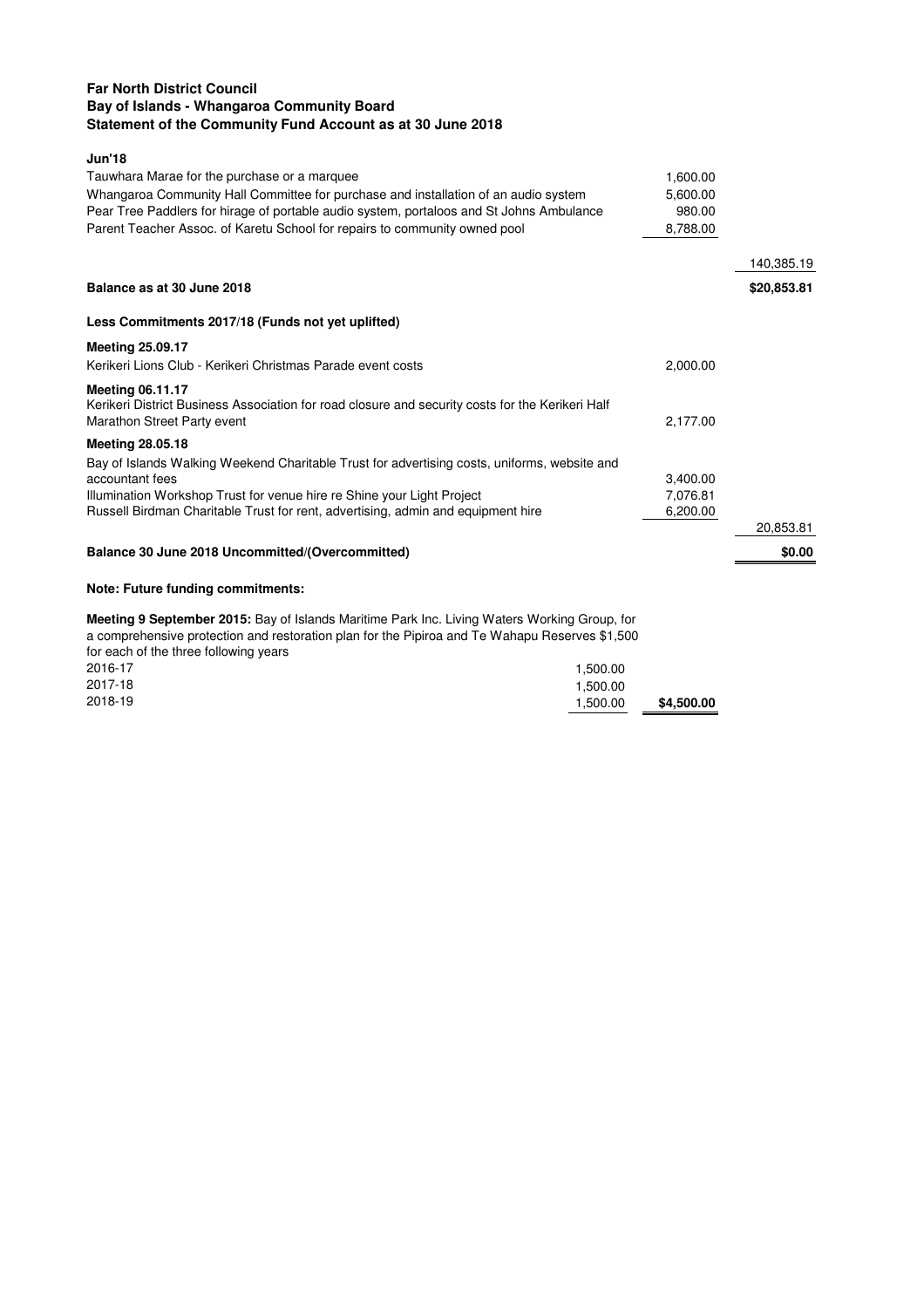**Far North District Council**
**Bay of Islands - Whangaroa Community Board**
**Statement of the Community Fund Account as at 30 June 2018**

| | | |
|---|---|---|
| **Jun'18** | | |
| Tauwhara Marae for the purchase or a marquee | 1,600.00 | |
| Whangaroa Community Hall Committee for purchase and installation of an audio system | 5,600.00 | |
| Pear Tree Paddlers for hirage of portable audio system, portaloos and St Johns Ambulance | 980.00 | |
| Parent Teacher Assoc. of Karetu School for repairs to community owned pool | 8,788.00 | |
| | | 140,385.19 |
| **Balance as at 30 June 2018** | | **$20,853.81** |
| **Less Commitments 2017/18 (Funds not yet uplifted)** | | |
| **Meeting 25.09.17** | | |
| Kerikeri Lions Club - Kerikeri Christmas Parade event costs | 2,000.00 | |
| **Meeting 06.11.17** | | |
| Kerikeri District Business Association for road closure and security costs for the Kerikeri Half Marathon Street Party event | 2,177.00 | |
| **Meeting 28.05.18** | | |
| Bay of Islands Walking Weekend Charitable Trust for advertising costs, uniforms, website and accountant fees | 3,400.00 | |
| Illumination Workshop Trust for venue hire re Shine your Light Project | 7,076.81 | |
| Russell Birdman Charitable Trust for rent, advertising, admin and equipment hire | 6,200.00 | |
| | | 20,853.81 |
| **Balance 30 June 2018 Uncommitted/(Overcommitted)** | | **$0.00** |

**Note: Future funding commitments:**

**Meeting 9 September 2015:** Bay of Islands Maritime Park Inc. Living Waters Working Group, for a comprehensive protection and restoration plan for the Pipiroa and Te Wahapu Reserves $1,500 for each of the three following years

| | | |
|---|---|---|
| 2016-17 | 1,500.00 | |
| 2017-18 | 1,500.00 | |
| 2018-19 | 1,500.00 | **$4,500.00** |